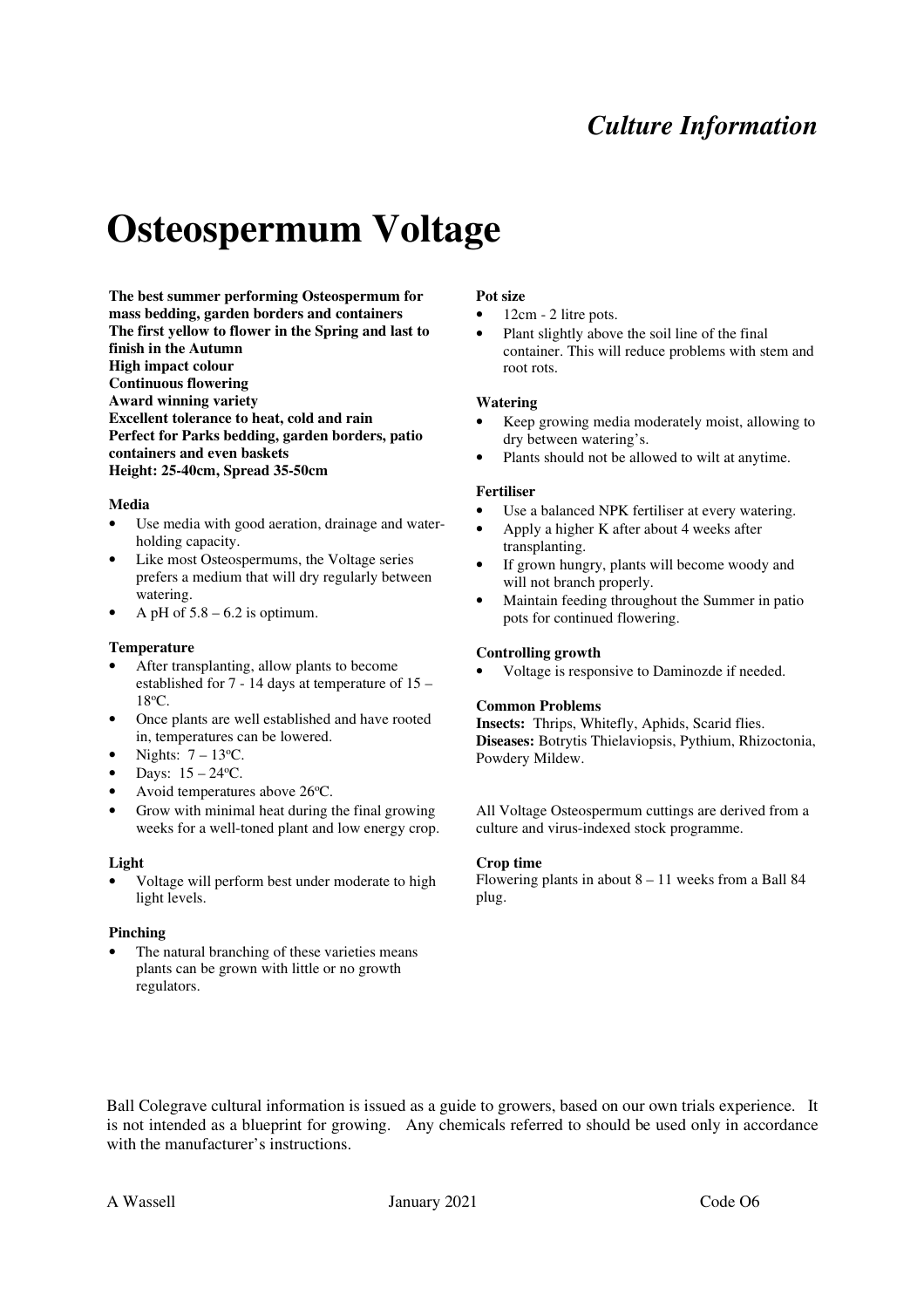*Culture Information*

# Osteospermum Voltage

**The best summer performing Osteospermum for mass bedding, garden borders and containers**
**The first yellow to flower in the Spring and last to finish in the Autumn**
**High impact colour**
**Continuous flowering**
**Award winning variety**
**Excellent tolerance to heat, cold and rain**
**Perfect for Parks bedding, garden borders, patio containers and even baskets**
**Height: 25-40cm, Spread 35-50cm**

**Media**

- Use media with good aeration, drainage and water-holding capacity.
- Like most Osteospermums, the Voltage series prefers a medium that will dry regularly between watering.
- A pH of 5.8 – 6.2 is optimum.

**Temperature**

- After transplanting, allow plants to become established for 7 - 14 days at temperature of 15 – 18ºC.
- Once plants are well established and have rooted in, temperatures can be lowered.
- Nights: 7 – 13ºC.
- Days: 15 – 24ºC.
- Avoid temperatures above 26ºC.
- Grow with minimal heat during the final growing weeks for a well-toned plant and low energy crop.

**Light**

- Voltage will perform best under moderate to high light levels.

**Pinching**

- The natural branching of these varieties means plants can be grown with little or no growth regulators.

**Pot size**

- 12cm - 2 litre pots.
- Plant slightly above the soil line of the final container. This will reduce problems with stem and root rots.

**Watering**

- Keep growing media moderately moist, allowing to dry between watering's.
- Plants should not be allowed to wilt at anytime.

**Fertiliser**

- Use a balanced NPK fertiliser at every watering.
- Apply a higher K after about 4 weeks after transplanting.
- If grown hungry, plants will become woody and will not branch properly.
- Maintain feeding throughout the Summer in patio pots for continued flowering.

**Controlling growth**

- Voltage is responsive to Daminozde if needed.

**Common Problems**

**Insects:** Thrips, Whitefly, Aphids, Scarid flies.
**Diseases:** Botrytis Thielaviopsis, Pythium, Rhizoctonia, Powdery Mildew.

All Voltage Osteospermum cuttings are derived from a culture and virus-indexed stock programme.

**Crop time**

Flowering plants in about 8 – 11 weeks from a Ball 84 plug.

Ball Colegrave cultural information is issued as a guide to growers, based on our own trials experience. It is not intended as a blueprint for growing. Any chemicals referred to should be used only in accordance with the manufacturer's instructions.

A Wassell January 2021 Code O6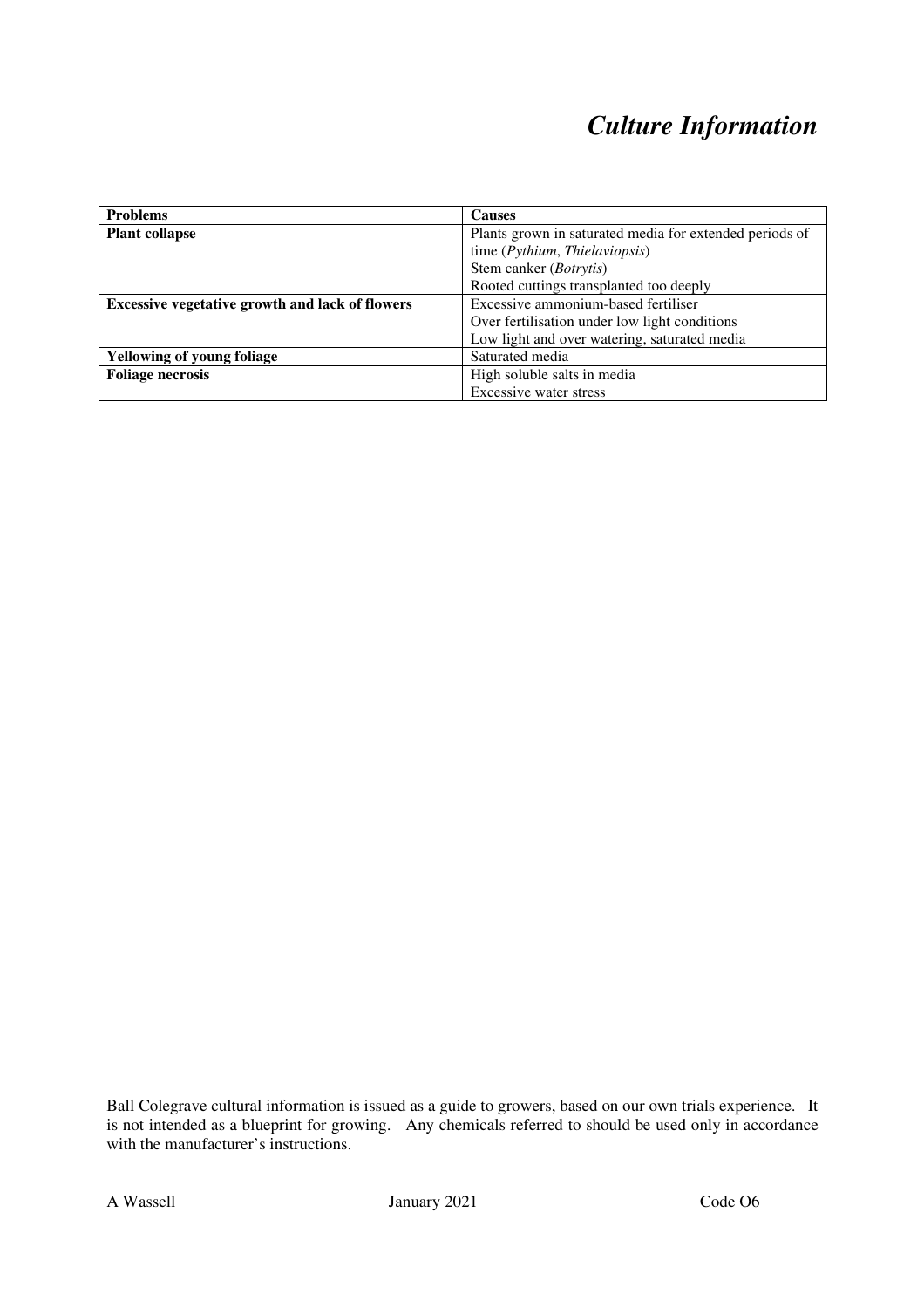# *Culture Information*

| Problems | Causes |
|---|---|
| **Plant collapse** | Plants grown in saturated media for extended periods of time (*Pythium*, *Thielaviopsis*)<br>Stem canker (*Botrytis*)<br>Rooted cuttings transplanted too deeply |
| **Excessive vegetative growth and lack of flowers** | Excessive ammonium-based fertiliser<br>Over fertilisation under low light conditions<br>Low light and over watering, saturated media |
| **Yellowing of young foliage** | Saturated media |
| **Foliage necrosis** | High soluble salts in media<br>Excessive water stress |

Ball Colegrave cultural information is issued as a guide to growers, based on our own trials experience. It is not intended as a blueprint for growing. Any chemicals referred to should be used only in accordance with the manufacturer's instructions.

A Wassell January 2021 Code O6